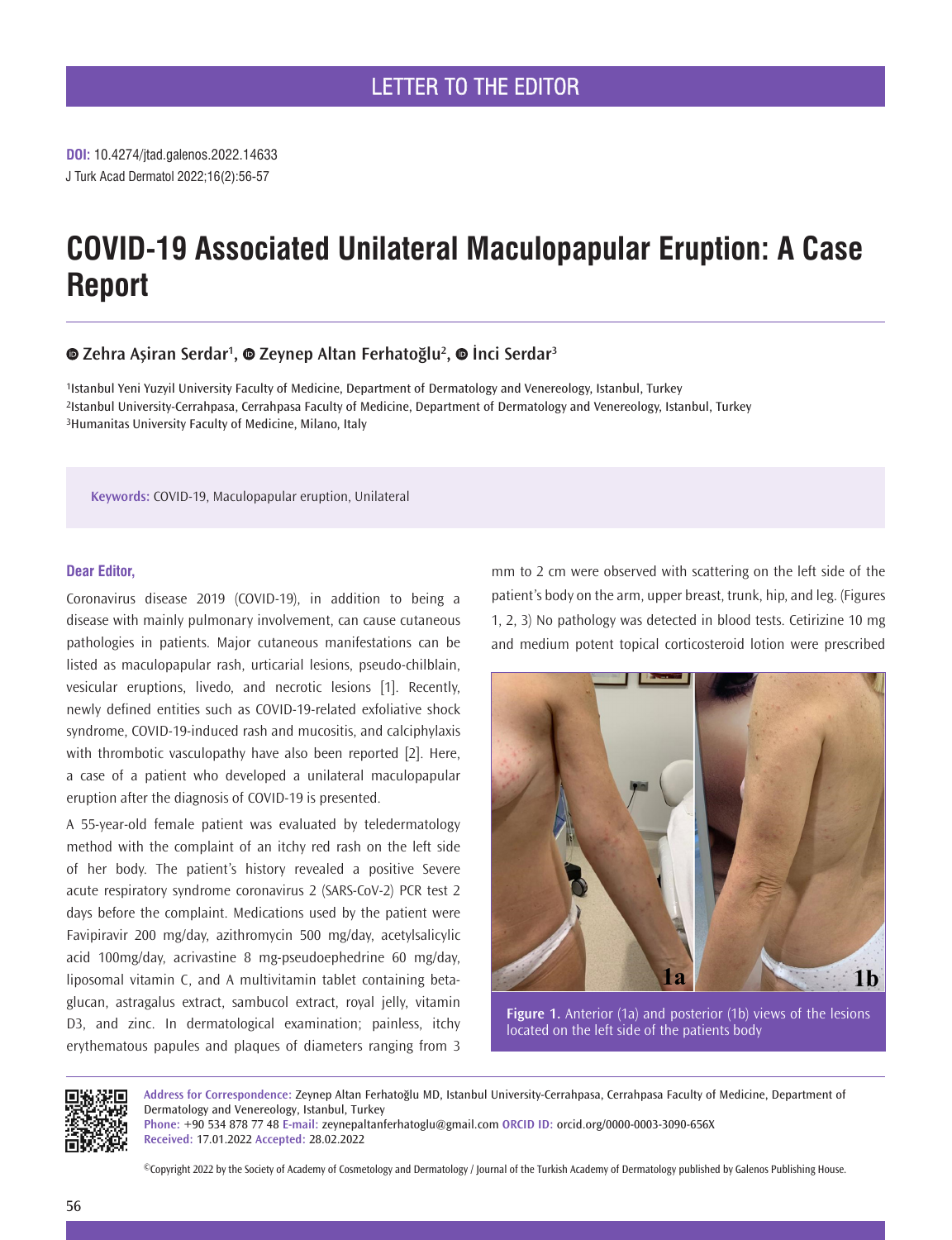LETTER TO THE EDITOR

DOI: 10.4274/jtad.galenos.2022.14633

# COVID-19 Associated Unilateral Maculopapular Eruption: A Case Report

Zehra Aşiran Serdar[1], Zeynep Altan Ferhatoğlu[2], İnci Serdar[3]

[1]Istanbul Yeni Yuzyil University Faculty of Medicine, Department of Dermatology and Venereology, Istanbul, Turkey
[2]Istanbul University-Cerrahpasa, Cerrahpasa Faculty of Medicine, Department of Dermatology and Venereology, Istanbul, Turkey
[3]Humanitas University Faculty of Medicine, Milano, Italy

**Keywords:** COVID-19, Maculopapular eruption, Unilateral

**Dear Editor,**

Coronavirus disease 2019 (COVID-19), in addition to being a disease with mainly pulmonary involvement, can cause cutaneous pathologies in patients. Major cutaneous manifestations can be listed as maculopapular rash, urticarial lesions, pseudo-chilblain, vesicular eruptions, livedo, and necrotic lesions [1]. Recently, newly defined entities such as COVID-19-related exfoliative shock syndrome, COVID-19-induced rash and mucositis, and calciphylaxis with thrombotic vasculopathy have also been reported [2]. Here, a case of a patient who developed a unilateral maculopapular eruption after the diagnosis of COVID-19 is presented.

A 55-year-old female patient was evaluated by teledermatology method with the complaint of an itchy red rash on the left side of her body. The patient's history revealed a positive Severe acute respiratory syndrome coronavirus 2 (SARS-CoV-2) PCR test 2 days before the complaint. Medications used by the patient were Favipiravir 200 mg/day, azithromycin 500 mg/day, acetylsalicylic acid 100mg/day, acrivastine 8 mg-pseudoephedrine 60 mg/day, liposomal vitamin C, and A multivitamin tablet containing beta-glucan, astragalus extract, sambucol extract, royal jelly, vitamin D3, and zinc. In dermatological examination; painless, itchy erythematous papules and plaques of diameters ranging from 3 mm to 2 cm were observed with scattering on the left side of the patient's body on the arm, upper breast, trunk, hip, and leg. (Figures 1, 2, 3) No pathology was detected in blood tests. Cetirizine 10 mg and medium potent topical corticosteroid lotion were prescribed

**Figure 1.** Anterior (1a) and posterior (1b) views of the lesions located on the left side of the patients body

**Address for Correspondence:** Zeynep Altan Ferhatoğlu MD, Istanbul University-Cerrahpasa, Cerrahpasa Faculty of Medicine, Department of Dermatology and Venereology, Istanbul, Turkey
**Phone:** +90 534 878 77 48 **E-mail:** zeynepaltanferhatoglu@gmail.com **ORCID ID:** orcid.org/0000-0003-3090-656X
**Received:** 17.01.2022 **Accepted:** 28.02.2022

©Copyright 2022 by the Society of Academy of Cosmetology and Dermatology / Journal of the Turkish Academy of Dermatology published by Galenos Publishing House.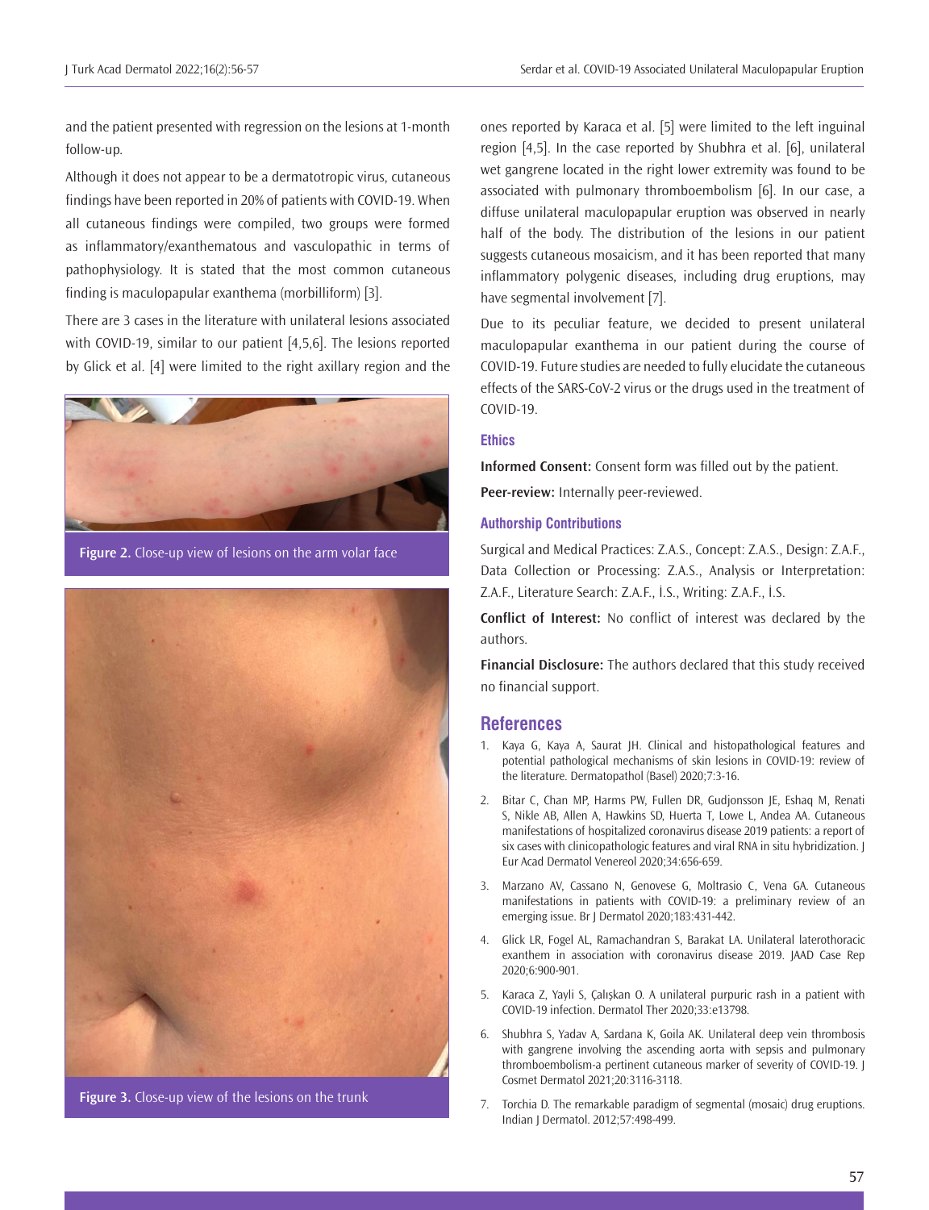and the patient presented with regression on the lesions at 1-month follow-up.

Although it does not appear to be a dermatotropic virus, cutaneous findings have been reported in 20% of patients with COVID-19. When all cutaneous findings were compiled, two groups were formed as inflammatory/exanthematous and vasculopathic in terms of pathophysiology. It is stated that the most common cutaneous finding is maculopapular exanthema (morbilliform) [3].

There are 3 cases in the literature with unilateral lesions associated with COVID-19, similar to our patient [4,5,6]. The lesions reported by Glick et al. [4] were limited to the right axillary region and the ones reported by Karaca et al. [5] were limited to the left inguinal region [4,5]. In the case reported by Shubhra et al. [6], unilateral wet gangrene located in the right lower extremity was found to be associated with pulmonary thromboembolism [6]. In our case, a diffuse unilateral maculopapular eruption was observed in nearly half of the body. The distribution of the lesions in our patient suggests cutaneous mosaicism, and it has been reported that many inflammatory polygenic diseases, including drug eruptions, may have segmental involvement [7].

**Figure 2.** Close-up view of lesions on the arm volar face

**Figure 3.** Close-up view of the lesions on the trunk

Due to its peculiar feature, we decided to present unilateral maculopapular exanthema in our patient during the course of COVID-19. Future studies are needed to fully elucidate the cutaneous effects of the SARS-CoV-2 virus or the drugs used in the treatment of COVID-19.

### Ethics

**Informed Consent:** Consent form was filled out by the patient.

**Peer-review:** Internally peer-reviewed.

### Authorship Contributions

Surgical and Medical Practices: Z.A.S., Concept: Z.A.S., Design: Z.A.F., Data Collection or Processing: Z.A.S., Analysis or Interpretation: Z.A.F., Literature Search: Z.A.F., İ.S., Writing: Z.A.F., İ.S.

**Conflict of Interest:** No conflict of interest was declared by the authors.

**Financial Disclosure:** The authors declared that this study received no financial support.

## References

1. Kaya G, Kaya A, Saurat JH. Clinical and histopathological features and potential pathological mechanisms of skin lesions in COVID-19: review of the literature. Dermatopathol (Basel) 2020;7:3-16.
2. Bitar C, Chan MP, Harms PW, Fullen DR, Gudjonsson JE, Eshaq M, Renati S, Nikle AB, Allen A, Hawkins SD, Huerta T, Lowe L, Andea AA. Cutaneous manifestations of hospitalized coronavirus disease 2019 patients: a report of six cases with clinicopathologic features and viral RNA in situ hybridization. J Eur Acad Dermatol Venereol 2020;34:656-659.
3. Marzano AV, Cassano N, Genovese G, Moltrasio C, Vena GA. Cutaneous manifestations in patients with COVID-19: a preliminary review of an emerging issue. Br J Dermatol 2020;183:431-442.
4. Glick LR, Fogel AL, Ramachandran S, Barakat LA. Unilateral laterothoracic exanthem in association with coronavirus disease 2019. JAAD Case Rep 2020;6:900-901.
5. Karaca Z, Yayli S, Çalışkan O. A unilateral purpuric rash in a patient with COVID-19 infection. Dermatol Ther 2020;33:e13798.
6. Shubhra S, Yadav A, Sardana K, Goila AK. Unilateral deep vein thrombosis with gangrene involving the ascending aorta with sepsis and pulmonary thromboembolism-a pertinent cutaneous marker of severity of COVID-19. J Cosmet Dermatol 2021;20:3116-3118.
7. Torchia D. The remarkable paradigm of segmental (mosaic) drug eruptions. Indian J Dermatol. 2012;57:498-499.